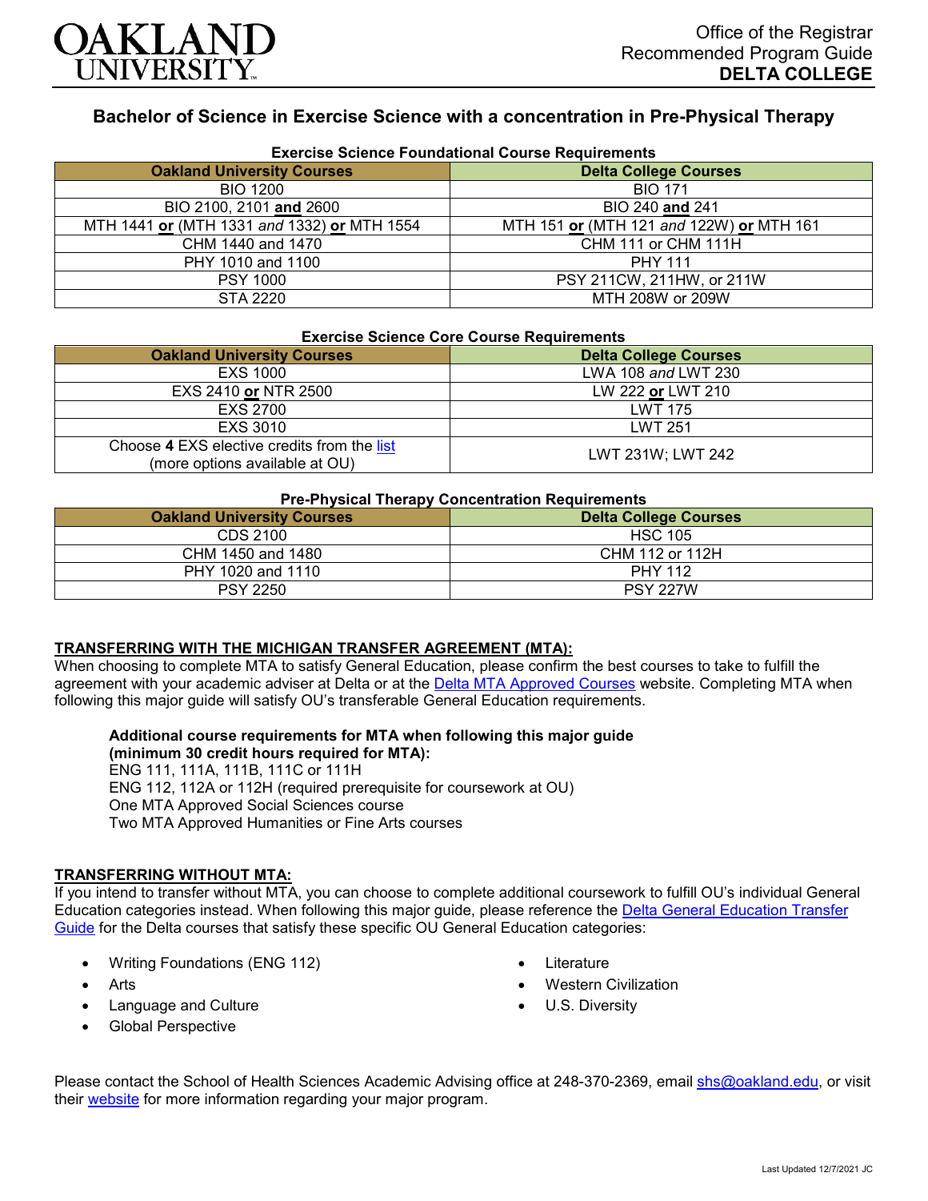Office of the Registrar
Recommended Program Guide
**DELTA COLLEGE**

# Bachelor of Science in Exercise Science with a concentration in Pre-Physical Therapy

### Exercise Science Foundational Course Requirements

| Oakland University Courses | Delta College Courses |
|---|---|
| BIO 1200 | BIO 171 |
| BIO 2100, 2101 **and** 2600 | BIO 240 **and** 241 |
| MTH 1441 **or** (MTH 1331 *and* 1332) **or** MTH 1554 | MTH 151 **or** (MTH 121 *and* 122W) **or** MTH 161 |
| CHM 1440 and 1470 | CHM 111 or CHM 111H |
| PHY 1010 and 1100 | PHY 111 |
| PSY 1000 | PSY 211CW, 211HW, or 211W |
| STA 2220 | MTH 208W or 209W |

### Exercise Science Core Course Requirements

| Oakland University Courses | Delta College Courses |
|---|---|
| EXS 1000 | LWA 108 *and* LWT 230 |
| EXS 2410 **or** NTR 2500 | LW 222 **or** LWT 210 |
| EXS 2700 | LWT 175 |
| EXS 3010 | LWT 251 |
| Choose **4** EXS elective credits from the list (more options available at OU) | LWT 231W; LWT 242 |

### Pre-Physical Therapy Concentration Requirements

| Oakland University Courses | Delta College Courses |
|---|---|
| CDS 2100 | HSC 105 |
| CHM 1450 and 1480 | CHM 112 or 112H |
| PHY 1020 and 1110 | PHY 112 |
| PSY 2250 | PSY 227W |

## TRANSFERRING WITH THE MICHIGAN TRANSFER AGREEMENT (MTA):

When choosing to complete MTA to satisfy General Education, please confirm the best courses to take to fulfill the agreement with your academic adviser at Delta or at the Delta MTA Approved Courses website. Completing MTA when following this major guide will satisfy OU's transferable General Education requirements.

**Additional course requirements for MTA when following this major guide (minimum 30 credit hours required for MTA):**
ENG 111, 111A, 111B, 111C or 111H
ENG 112, 112A or 112H (required prerequisite for coursework at OU)
One MTA Approved Social Sciences course
Two MTA Approved Humanities or Fine Arts courses

## TRANSFERRING WITHOUT MTA:

If you intend to transfer without MTA, you can choose to complete additional coursework to fulfill OU's individual General Education categories instead. When following this major guide, please reference the Delta General Education Transfer Guide for the Delta courses that satisfy these specific OU General Education categories:

- Writing Foundations (ENG 112)
- Arts
- Language and Culture
- Global Perspective
- Literature
- Western Civilization
- U.S. Diversity

Please contact the School of Health Sciences Academic Advising office at 248-370-2369, email shs@oakland.edu, or visit their website for more information regarding your major program.

Last Updated 12/7/2021 JC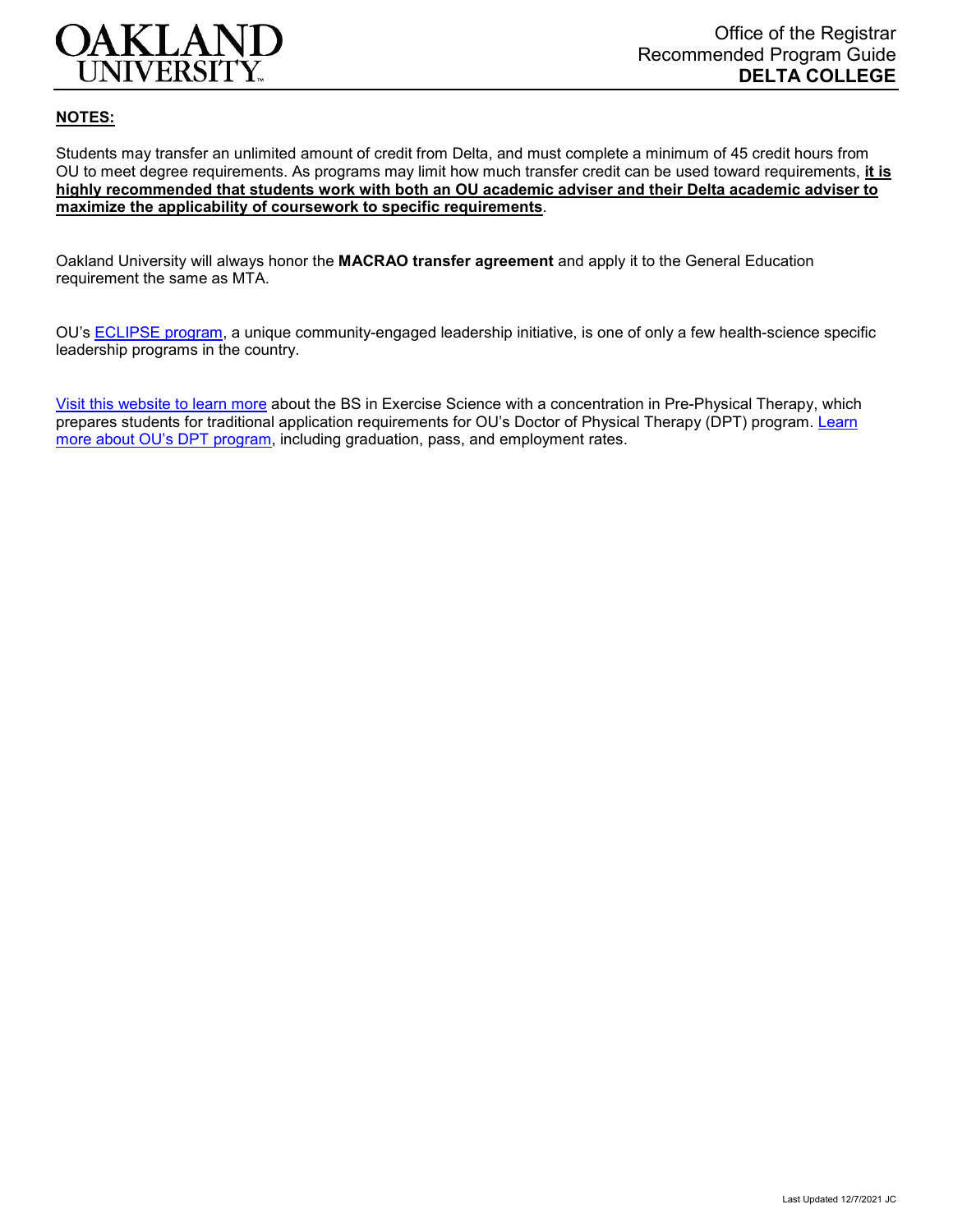**NOTES:**

Students may transfer an unlimited amount of credit from Delta, and must complete a minimum of 45 credit hours from OU to meet degree requirements. As programs may limit how much transfer credit can be used toward requirements, **it is highly recommended that students work with both an OU academic adviser and their Delta academic adviser to maximize the applicability of coursework to specific requirements**.

Oakland University will always honor the **MACRAO transfer agreement** and apply it to the General Education requirement the same as MTA.

OU's ECLIPSE program, a unique community-engaged leadership initiative, is one of only a few health-science specific leadership programs in the country.

Visit this website to learn more about the BS in Exercise Science with a concentration in Pre-Physical Therapy, which prepares students for traditional application requirements for OU's Doctor of Physical Therapy (DPT) program. Learn more about OU's DPT program, including graduation, pass, and employment rates.